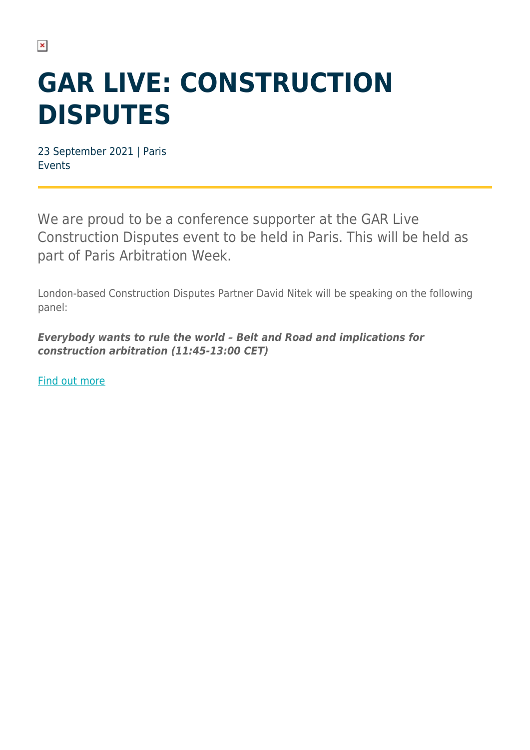# GAR LIVE: CONSTRUCTION DISPUTES

23 September 2021 | Paris
Events

We are proud to be a conference supporter at the GAR Live Construction Disputes event to be held in Paris. This will be held as part of Paris Arbitration Week.

London-based Construction Disputes Partner David Nitek will be speaking on the following panel:

***Everybody wants to rule the world – Belt and Road and implications for construction arbitration (11:45-13:00 CET)***

Find out more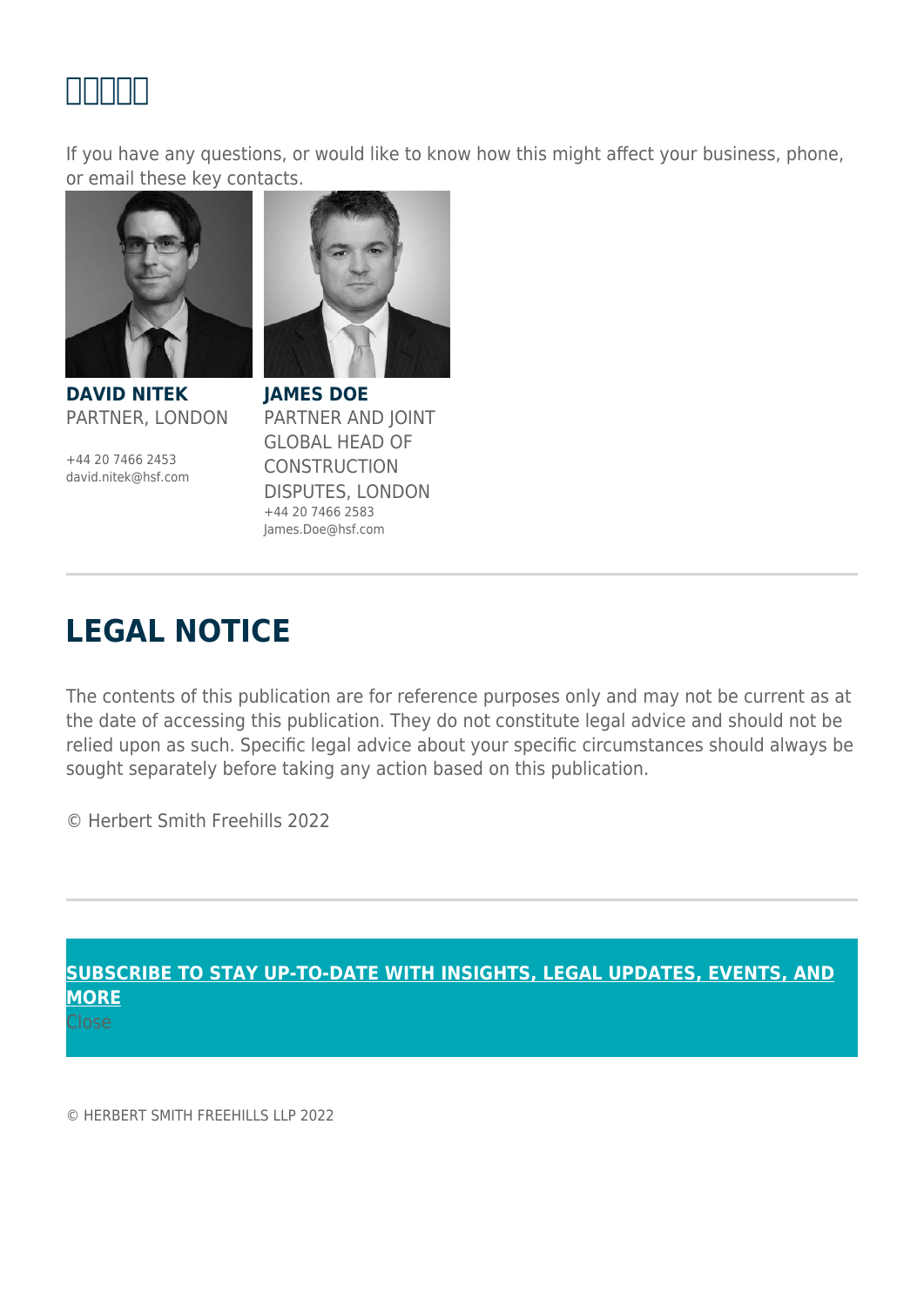# □□□□□

If you have any questions, or would like to know how this might affect your business, phone, or email these key contacts.

**DAVID NITEK**
PARTNER, LONDON

+44 20 7466 2453
david.nitek@hsf.com

**JAMES DOE**
PARTNER AND JOINT GLOBAL HEAD OF CONSTRUCTION DISPUTES, LONDON
+44 20 7466 2583
James.Doe@hsf.com

## LEGAL NOTICE

The contents of this publication are for reference purposes only and may not be current as at the date of accessing this publication. They do not constitute legal advice and should not be relied upon as such. Specific legal advice about your specific circumstances should always be sought separately before taking any action based on this publication.

© Herbert Smith Freehills 2022

**SUBSCRIBE TO STAY UP-TO-DATE WITH INSIGHTS, LEGAL UPDATES, EVENTS, AND MORE**

Close

© HERBERT SMITH FREEHILLS LLP 2022